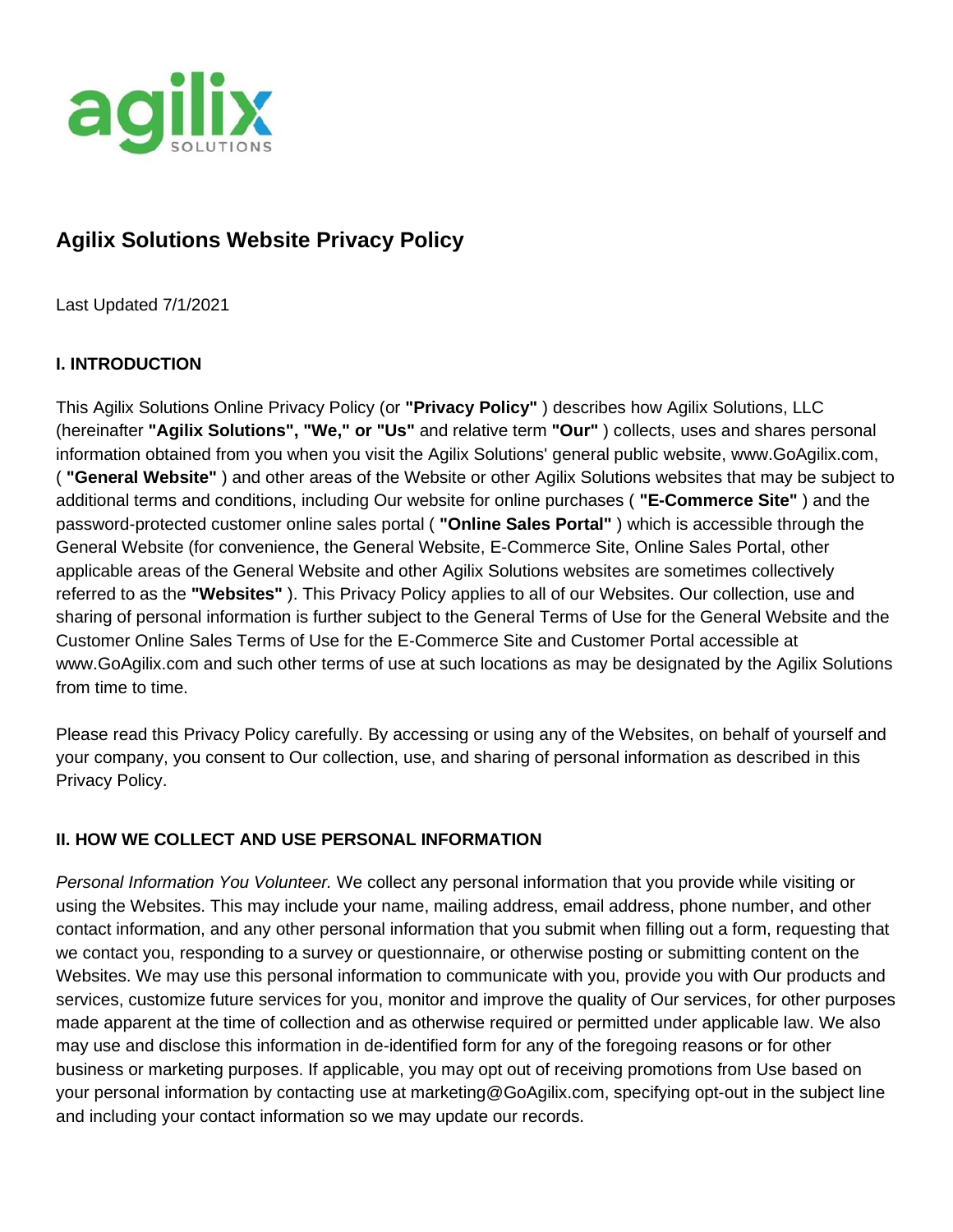# Agilix Solutions Website Privacy Policy

Last Updated 7/1/2021

## I. INTRODUCTION

This Agilix Solutions Online Privacy Policy (or **"Privacy Policy"** ) describes how Agilix Solutions, LLC (hereinafter **"Agilix Solutions", "We," or "Us"** and relative term **"Our"** ) collects, uses and shares personal information obtained from you when you visit the Agilix Solutions' general public website, www.GoAgilix.com, ( **"General Website"** ) and other areas of the Website or other Agilix Solutions websites that may be subject to additional terms and conditions, including Our website for online purchases ( **"E-Commerce Site"** ) and the password-protected customer online sales portal ( **"Online Sales Portal"** ) which is accessible through the General Website (for convenience, the General Website, E-Commerce Site, Online Sales Portal, other applicable areas of the General Website and other Agilix Solutions websites are sometimes collectively referred to as the **"Websites"** ). This Privacy Policy applies to all of our Websites. Our collection, use and sharing of personal information is further subject to the General Terms of Use for the General Website and the Customer Online Sales Terms of Use for the E-Commerce Site and Customer Portal accessible at www.GoAgilix.com and such other terms of use at such locations as may be designated by the Agilix Solutions from time to time.

Please read this Privacy Policy carefully. By accessing or using any of the Websites, on behalf of yourself and your company, you consent to Our collection, use, and sharing of personal information as described in this Privacy Policy.

## II. HOW WE COLLECT AND USE PERSONAL INFORMATION

*Personal Information You Volunteer.* We collect any personal information that you provide while visiting or using the Websites. This may include your name, mailing address, email address, phone number, and other contact information, and any other personal information that you submit when filling out a form, requesting that we contact you, responding to a survey or questionnaire, or otherwise posting or submitting content on the Websites. We may use this personal information to communicate with you, provide you with Our products and services, customize future services for you, monitor and improve the quality of Our services, for other purposes made apparent at the time of collection and as otherwise required or permitted under applicable law. We also may use and disclose this information in de-identified form for any of the foregoing reasons or for other business or marketing purposes. If applicable, you may opt out of receiving promotions from Use based on your personal information by contacting use at marketing@GoAgilix.com, specifying opt-out in the subject line and including your contact information so we may update our records.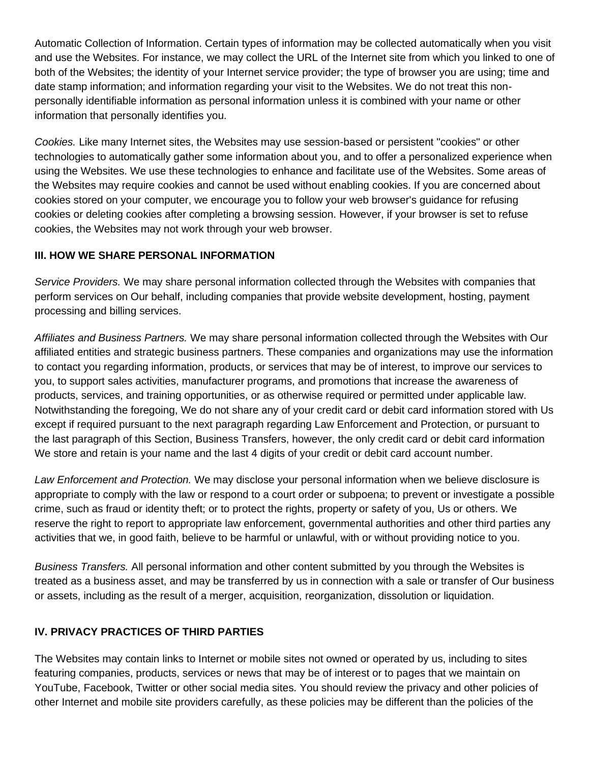Automatic Collection of Information. Certain types of information may be collected automatically when you visit and use the Websites. For instance, we may collect the URL of the Internet site from which you linked to one of both of the Websites; the identity of your Internet service provider; the type of browser you are using; time and date stamp information; and information regarding your visit to the Websites. We do not treat this non-personally identifiable information as personal information unless it is combined with your name or other information that personally identifies you.

*Cookies.* Like many Internet sites, the Websites may use session-based or persistent "cookies" or other technologies to automatically gather some information about you, and to offer a personalized experience when using the Websites. We use these technologies to enhance and facilitate use of the Websites. Some areas of the Websites may require cookies and cannot be used without enabling cookies. If you are concerned about cookies stored on your computer, we encourage you to follow your web browser's guidance for refusing cookies or deleting cookies after completing a browsing session. However, if your browser is set to refuse cookies, the Websites may not work through your web browser.

**III. HOW WE SHARE PERSONAL INFORMATION**

*Service Providers.* We may share personal information collected through the Websites with companies that perform services on Our behalf, including companies that provide website development, hosting, payment processing and billing services.

*Affiliates and Business Partners.* We may share personal information collected through the Websites with Our affiliated entities and strategic business partners. These companies and organizations may use the information to contact you regarding information, products, or services that may be of interest, to improve our services to you, to support sales activities, manufacturer programs, and promotions that increase the awareness of products, services, and training opportunities, or as otherwise required or permitted under applicable law. Notwithstanding the foregoing, We do not share any of your credit card or debit card information stored with Us except if required pursuant to the next paragraph regarding Law Enforcement and Protection, or pursuant to the last paragraph of this Section, Business Transfers, however, the only credit card or debit card information We store and retain is your name and the last 4 digits of your credit or debit card account number.

*Law Enforcement and Protection.* We may disclose your personal information when we believe disclosure is appropriate to comply with the law or respond to a court order or subpoena; to prevent or investigate a possible crime, such as fraud or identity theft; or to protect the rights, property or safety of you, Us or others. We reserve the right to report to appropriate law enforcement, governmental authorities and other third parties any activities that we, in good faith, believe to be harmful or unlawful, with or without providing notice to you.

*Business Transfers.* All personal information and other content submitted by you through the Websites is treated as a business asset, and may be transferred by us in connection with a sale or transfer of Our business or assets, including as the result of a merger, acquisition, reorganization, dissolution or liquidation.

**IV. PRIVACY PRACTICES OF THIRD PARTIES**

The Websites may contain links to Internet or mobile sites not owned or operated by us, including to sites featuring companies, products, services or news that may be of interest or to pages that we maintain on YouTube, Facebook, Twitter or other social media sites. You should review the privacy and other policies of other Internet and mobile site providers carefully, as these policies may be different than the policies of the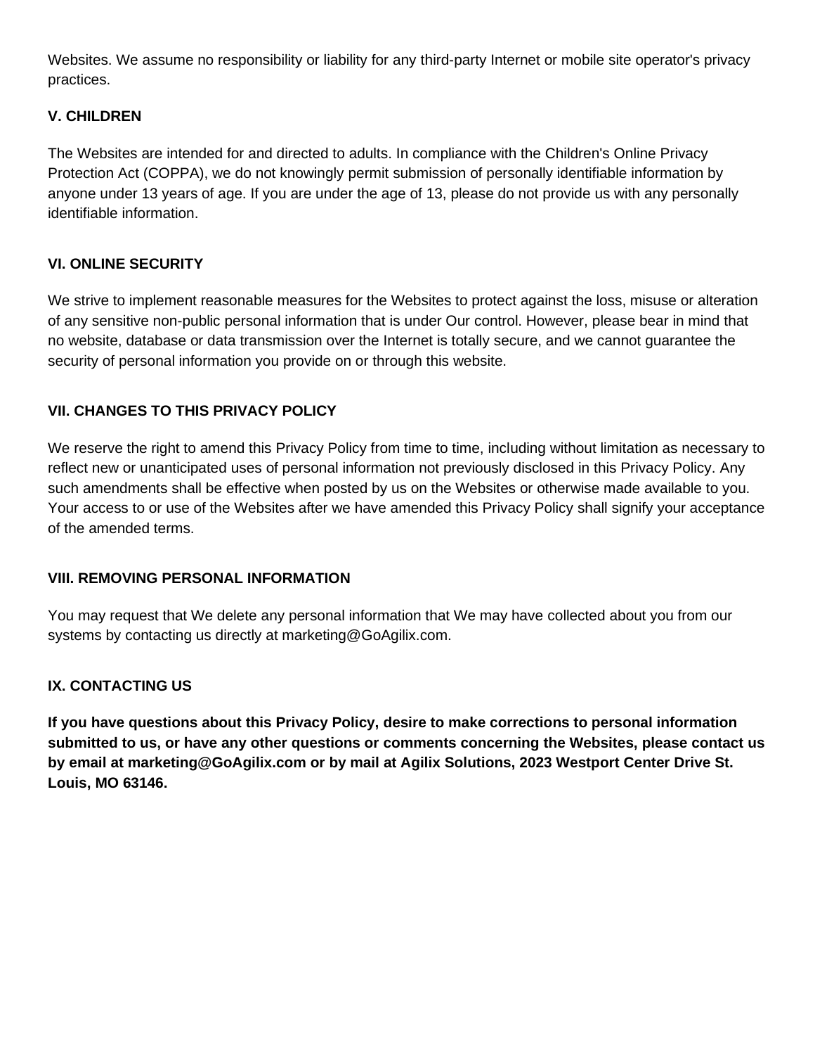Websites. We assume no responsibility or liability for any third-party Internet or mobile site operator's privacy practices.

### V. CHILDREN

The Websites are intended for and directed to adults. In compliance with the Children's Online Privacy Protection Act (COPPA), we do not knowingly permit submission of personally identifiable information by anyone under 13 years of age. If you are under the age of 13, please do not provide us with any personally identifiable information.

### VI. ONLINE SECURITY

We strive to implement reasonable measures for the Websites to protect against the loss, misuse or alteration of any sensitive non-public personal information that is under Our control. However, please bear in mind that no website, database or data transmission over the Internet is totally secure, and we cannot guarantee the security of personal information you provide on or through this website.

### VII. CHANGES TO THIS PRIVACY POLICY

We reserve the right to amend this Privacy Policy from time to time, including without limitation as necessary to reflect new or unanticipated uses of personal information not previously disclosed in this Privacy Policy. Any such amendments shall be effective when posted by us on the Websites or otherwise made available to you. Your access to or use of the Websites after we have amended this Privacy Policy shall signify your acceptance of the amended terms.

### VIII. REMOVING PERSONAL INFORMATION

You may request that We delete any personal information that We may have collected about you from our systems by contacting us directly at marketing@GoAgilix.com.

### IX. CONTACTING US

**If you have questions about this Privacy Policy, desire to make corrections to personal information submitted to us, or have any other questions or comments concerning the Websites, please contact us by email at marketing@GoAgilix.com or by mail at Agilix Solutions, 2023 Westport Center Drive St. Louis, MO 63146.**